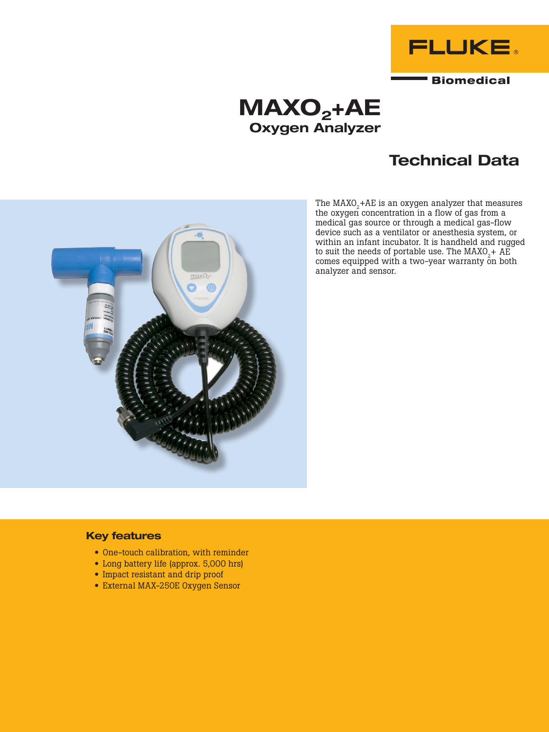FLUKE®

Biomedical

# $MAXO_2$+AE
## Oxygen Analyzer

## Technical Data

The $MAXO_2$+AE is an oxygen analyzer that measures the oxygen concentration in a flow of gas from a medical gas source or through a medical gas-flow device such as a ventilator or anesthesia system, or within an infant incubator. It is handheld and rugged to suit the needs of portable use. The $MAXO_2$+ AE comes equipped with a two-year warranty on both analyzer and sensor.

### Key features

- One-touch calibration, with reminder
- Long battery life (approx. 5,000 hrs)
- Impact resistant and drip proof
- External MAX-250E Oxygen Sensor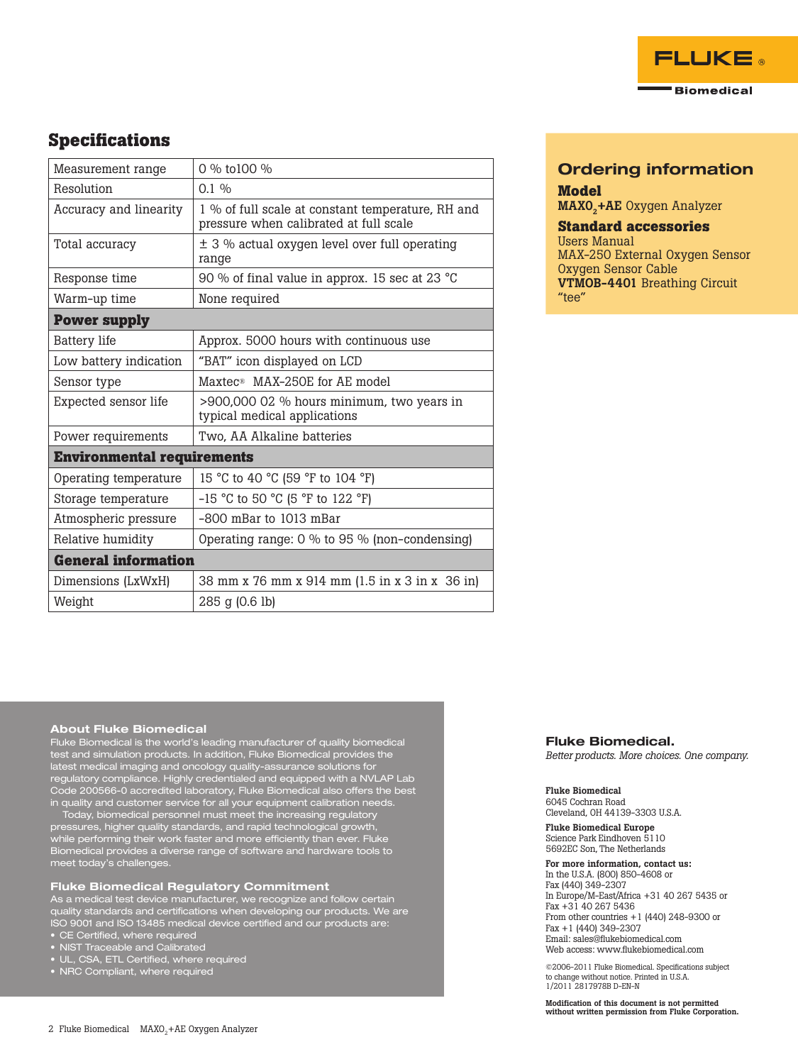## Specifications

| | |
|---|---|
| Measurement range | 0 % to100 % |
| Resolution | 0.1 % |
| Accuracy and linearity | 1 % of full scale at constant temperature, RH and pressure when calibrated at full scale |
| Total accuracy | ± 3 % actual oxygen level over full operating range |
| Response time | 90 % of final value in approx. 15 sec at 23 °C |
| Warm-up time | None required |
| **Power supply** | |
| Battery life | Approx. 5000 hours with continuous use |
| Low battery indication | "BAT" icon displayed on LCD |
| Sensor type | Maxtec® MAX-250E for AE model |
| Expected sensor life | >900,000 02 % hours minimum, two years in typical medical applications |
| Power requirements | Two, AA Alkaline batteries |
| **Environmental requirements** | |
| Operating temperature | 15 °C to 40 °C (59 °F to 104 °F) |
| Storage temperature | -15 °C to 50 °C (5 °F to 122 °F) |
| Atmospheric pressure | -800 mBar to 1013 mBar |
| Relative humidity | Operating range: 0 % to 95 % (non-condensing) |
| **General information** | |
| Dimensions (LxWxH) | 38 mm x 76 mm x 914 mm (1.5 in x 3 in x 36 in) |
| Weight | 285 g (0.6 lb) |

## Ordering information

**Model**
**MAXO$_2$+AE** Oxygen Analyzer

**Standard accessories**
Users Manual
MAX-250 External Oxygen Sensor
Oxygen Sensor Cable
**VTMOB-4401** Breathing Circuit "tee"

### About Fluke Biomedical

Fluke Biomedical is the world's leading manufacturer of quality biomedical test and simulation products. In addition, Fluke Biomedical provides the latest medical imaging and oncology quality-assurance solutions for regulatory compliance. Highly credentialed and equipped with a NVLAP Lab Code 200566-0 accredited laboratory, Fluke Biomedical also offers the best in quality and customer service for all your equipment calibration needs.

Today, biomedical personnel must meet the increasing regulatory pressures, higher quality standards, and rapid technological growth, while performing their work faster and more efficiently than ever. Fluke Biomedical provides a diverse range of software and hardware tools to meet today's challenges.

### Fluke Biomedical Regulatory Commitment

As a medical test device manufacturer, we recognize and follow certain quality standards and certifications when developing our products. We are ISO 9001 and ISO 13485 medical device certified and our products are:

- CE Certified, where required
- NIST Traceable and Calibrated
- UL, CSA, ETL Certified, where required
- NRC Compliant, where required

**Fluke Biomedical.**
*Better products. More choices. One company.*

**Fluke Biomedical**
6045 Cochran Road
Cleveland, OH 44139-3303 U.S.A.

**Fluke Biomedical Europe**
Science Park Eindhoven 5110
5692EC Son, The Netherlands

**For more information, contact us:**
In the U.S.A. (800) 850-4608 or
Fax (440) 349-2307
In Europe/M-East/Africa +31 40 267 5435 or
Fax +31 40 267 5436
From other countries +1 (440) 248-9300 or
Fax +1 (440) 349-2307
Email: sales@flukebiomedical.com
Web access: www.flukebiomedical.com

©2006-2011 Fluke Biomedical. Specifications subject to change without notice. Printed in U.S.A.
1/2011 2817978B D-EN-N

**Modification of this document is not permitted without written permission from Fluke Corporation.**